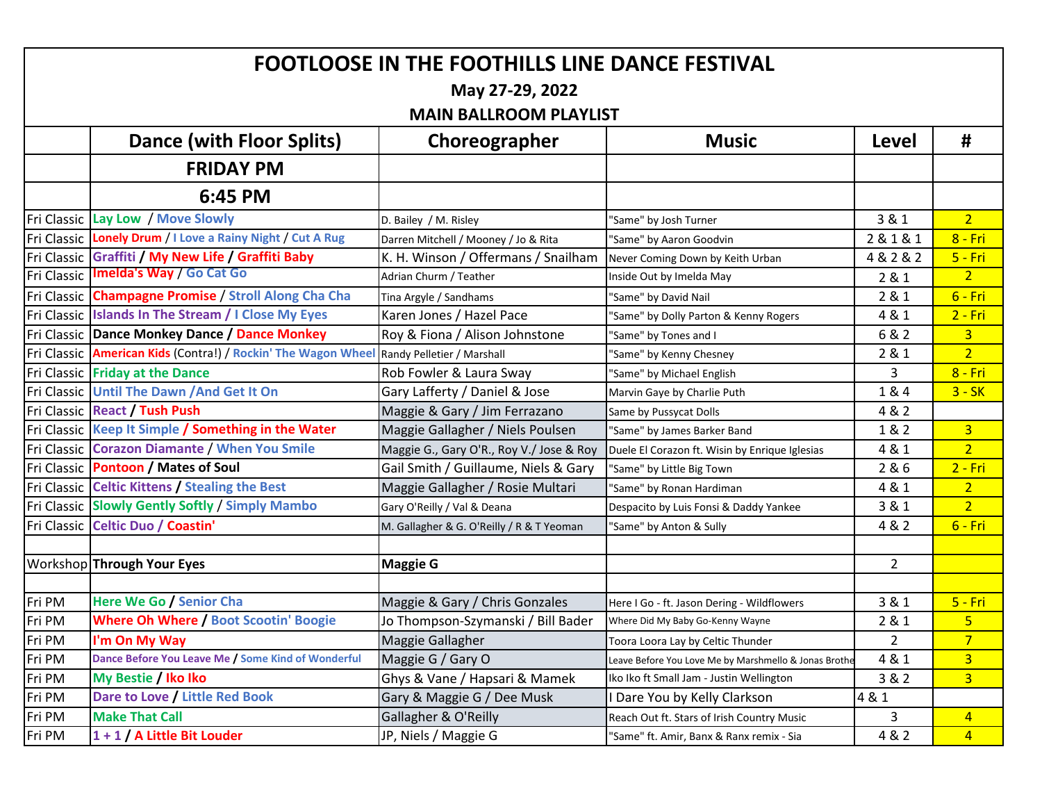# FOOTLOOSE IN THE FOOTHILLS LINE DANCE FESTIVAL

**May 27-29, 2022**

**MAIN BALLROOM PLAYLIST**

| | Dance (with Floor Splits) | Choreographer | Music | Level | # |
|---|---|---|---|---|---|
| | **FRIDAY PM** | | | | |
| | **6:45 PM** | | | | |
| Fri Classic | Lay Low / Move Slowly | D. Bailey / M. Risley | "Same" by Josh Turner | 3 & 1 | 2 |
| Fri Classic | Lonely Drum / I Love a Rainy Night / Cut A Rug | Darren Mitchell / Mooney / Jo & Rita | "Same" by Aaron Goodvin | 2 & 1 & 1 | 8 - Fri |
| Fri Classic | Graffiti / My New Life / Graffiti Baby | K. H. Winson / Offermans / Snailham | Never Coming Down by Keith Urban | 4 & 2 & 2 | 5 - Fri |
| Fri Classic | Imelda's Way / Go Cat Go | Adrian Churm / Teather | Inside Out by Imelda May | 2 & 1 | 2 |
| Fri Classic | Champagne Promise / Stroll Along Cha Cha | Tina Argyle / Sandhams | "Same" by David Nail | 2 & 1 | 6 - Fri |
| Fri Classic | Islands In The Stream / I Close My Eyes | Karen Jones / Hazel Pace | "Same" by Dolly Parton & Kenny Rogers | 4 & 1 | 2 - Fri |
| Fri Classic | Dance Monkey Dance / Dance Monkey | Roy & Fiona / Alison Johnstone | "Same" by Tones and I | 6 & 2 | 3 |
| Fri Classic | American Kids (Contra!) / Rockin' The Wagon Wheel | Randy Pelletier / Marshall | "Same" by Kenny Chesney | 2 & 1 | 2 |
| Fri Classic | Friday at the Dance | Rob Fowler & Laura Sway | "Same" by Michael English | 3 | 8 - Fri |
| Fri Classic | Until The Dawn /And Get It On | Gary Lafferty / Daniel & Jose | Marvin Gaye by Charlie Puth | 1 & 4 | 3 - SK |
| Fri Classic | React / Tush Push | Maggie & Gary / Jim Ferrazano | Same by Pussycat Dolls | 4 & 2 | |
| Fri Classic | Keep It Simple / Something in the Water | Maggie Gallagher / Niels Poulsen | "Same" by James Barker Band | 1 & 2 | 3 |
| Fri Classic | Corazon Diamante / When You Smile | Maggie G., Gary O'R., Roy V./ Jose & Roy | Duele El Corazon ft. Wisin by Enrique Iglesias | 4 & 1 | 2 |
| Fri Classic | Pontoon / Mates of Soul | Gail Smith / Guillaume, Niels & Gary | "Same" by Little Big Town | 2 & 6 | 2 - Fri |
| Fri Classic | Celtic Kittens / Stealing the Best | Maggie Gallagher / Rosie Multari | "Same" by Ronan Hardiman | 4 & 1 | 2 |
| Fri Classic | Slowly Gently Softly / Simply Mambo | Gary O'Reilly / Val & Deana | Despacito by Luis Fonsi & Daddy Yankee | 3 & 1 | 2 |
| Fri Classic | Celtic Duo / Coastin' | M. Gallagher & G. O'Reilly / R & T Yeoman | "Same" by Anton & Sully | 4 & 2 | 6 - Fri |
| | | | | | |
| Workshop | **Through Your Eyes** | **Maggie G** | | 2 | |
| | | | | | |
| Fri PM | Here We Go / Senior Cha | Maggie & Gary / Chris Gonzales | Here I Go - ft. Jason Dering - Wildflowers | 3 & 1 | 5 - Fri |
| Fri PM | Where Oh Where / Boot Scootin' Boogie | Jo Thompson-Szymanski / Bill Bader | Where Did My Baby Go-Kenny Wayne | 2 & 1 | 5 |
| Fri PM | I'm On My Way | Maggie Gallagher | Toora Loora Lay by Celtic Thunder | 2 | 7 |
| Fri PM | Dance Before You Leave Me / Some Kind of Wonderful | Maggie G / Gary O | Leave Before You Love Me by Marshmello & Jonas Brothe | 4 & 1 | 3 |
| Fri PM | My Bestie / Iko Iko | Ghys & Vane / Hapsari & Mamek | Iko Iko ft Small Jam - Justin Wellington | 3 & 2 | 3 |
| Fri PM | Dare to Love / Little Red Book | Gary & Maggie G / Dee Musk | I Dare You by Kelly Clarkson | 4 & 1 | |
| Fri PM | Make That Call | Gallagher & O'Reilly | Reach Out ft. Stars of Irish Country Music | 3 | 4 |
| Fri PM | 1 + 1 / A Little Bit Louder | JP, Niels / Maggie G | "Same" ft. Amir, Banx & Ranx remix - Sia | 4 & 2 | 4 |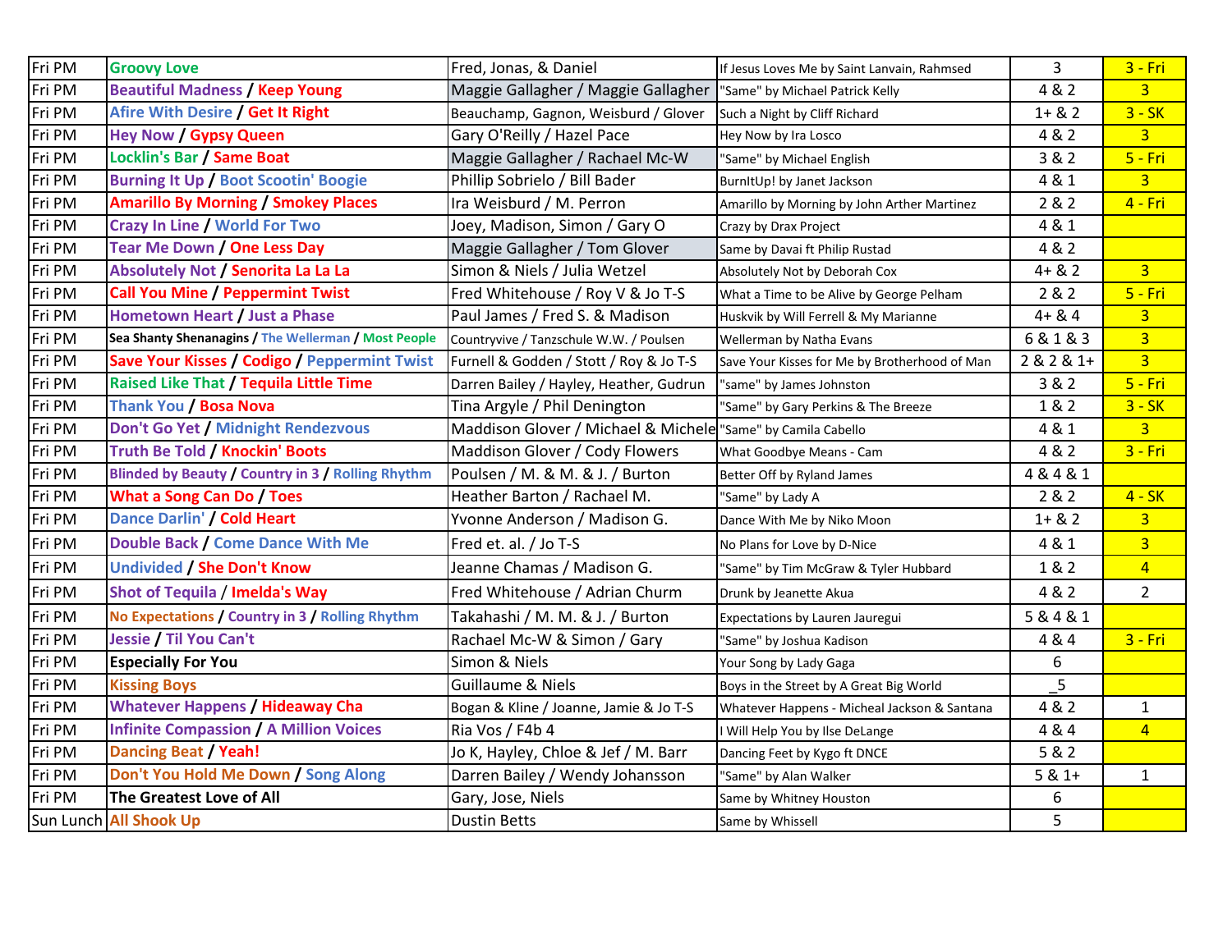| | | | | | |
|---|---|---|---|---|---|
| Fri PM | Groovy Love | Fred, Jonas, & Daniel | If Jesus Loves Me by Saint Lanvain, Rahmsed | 3 | 3 - Fri |
| Fri PM | Beautiful Madness / Keep Young | Maggie Gallagher / Maggie Gallagher | "Same" by Michael Patrick Kelly | 4 & 2 | 3 |
| Fri PM | Afire With Desire / Get It Right | Beauchamp, Gagnon, Weisburd / Glover | Such a Night by Cliff Richard | 1+ & 2 | 3 - SK |
| Fri PM | Hey Now / Gypsy Queen | Gary O'Reilly / Hazel Pace | Hey Now by Ira Losco | 4 & 2 | 3 |
| Fri PM | Locklin's Bar / Same Boat | Maggie Gallagher / Rachael Mc-W | "Same" by Michael English | 3 & 2 | 5 - Fri |
| Fri PM | Burning It Up / Boot Scootin' Boogie | Phillip Sobrielo / Bill Bader | BurnItUp! by Janet Jackson | 4 & 1 | 3 |
| Fri PM | Amarillo By Morning / Smokey Places | Ira Weisburd / M. Perron | Amarillo by Morning by John Arther Martinez | 2 & 2 | 4 - Fri |
| Fri PM | Crazy In Line / World For Two | Joey, Madison, Simon / Gary O | Crazy by Drax Project | 4 & 1 | |
| Fri PM | Tear Me Down / One Less Day | Maggie Gallagher / Tom Glover | Same by Davai ft Philip Rustad | 4 & 2 | |
| Fri PM | Absolutely Not / Senorita La La La | Simon & Niels / Julia Wetzel | Absolutely Not by Deborah Cox | 4+ & 2 | 3 |
| Fri PM | Call You Mine / Peppermint Twist | Fred Whitehouse / Roy V & Jo T-S | What a Time to be Alive by George Pelham | 2 & 2 | 5 - Fri |
| Fri PM | Hometown Heart / Just a Phase | Paul James / Fred S. & Madison | Huskvik by Will Ferrell & My Marianne | 4+ & 4 | 3 |
| Fri PM | Sea Shanty Shenanagins / The Wellerman / Most People | Countryvive / Tanzschule W.W. / Poulsen | Wellerman by Natha Evans | 6 & 1 & 3 | 3 |
| Fri PM | Save Your Kisses / Codigo / Peppermint Twist | Furnell & Godden / Stott / Roy & Jo T-S | Save Your Kisses for Me by Brotherhood of Man | 2 & 2 & 1+ | 3 |
| Fri PM | Raised Like That / Tequila Little Time | Darren Bailey / Hayley, Heather, Gudrun | "same" by James Johnston | 3 & 2 | 5 - Fri |
| Fri PM | Thank You / Bosa Nova | Tina Argyle / Phil Denington | "Same" by Gary Perkins & The Breeze | 1 & 2 | 3 - SK |
| Fri PM | Don't Go Yet / Midnight Rendezvous | Maddison Glover / Michael & Michele | "Same" by Camila Cabello | 4 & 1 | 3 |
| Fri PM | Truth Be Told / Knockin' Boots | Maddison Glover / Cody Flowers | What Goodbye Means - Cam | 4 & 2 | 3 - Fri |
| Fri PM | Blinded by Beauty / Country in 3 / Rolling Rhythm | Poulsen / M. & M. & J. / Burton | Better Off by Ryland James | 4 & 4 & 1 | |
| Fri PM | What a Song Can Do / Toes | Heather Barton / Rachael M. | "Same" by Lady A | 2 & 2 | 4 - SK |
| Fri PM | Dance Darlin' / Cold Heart | Yvonne Anderson / Madison G. | Dance With Me by Niko Moon | 1+ & 2 | 3 |
| Fri PM | Double Back / Come Dance With Me | Fred et. al. / Jo T-S | No Plans for Love by D-Nice | 4 & 1 | 3 |
| Fri PM | Undivided / She Don't Know | Jeanne Chamas / Madison G. | "Same" by Tim McGraw & Tyler Hubbard | 1 & 2 | 4 |
| Fri PM | Shot of Tequila / Imelda's Way | Fred Whitehouse / Adrian Churm | Drunk by Jeanette Akua | 4 & 2 | 2 |
| Fri PM | No Expectations / Country in 3 / Rolling Rhythm | Takahashi / M. M. & J. / Burton | Expectations by Lauren Jauregui | 5 & 4 & 1 | |
| Fri PM | Jessie / Til You Can't | Rachael Mc-W & Simon / Gary | "Same" by Joshua Kadison | 4 & 4 | 3 - Fri |
| Fri PM | Especially For You | Simon & Niels | Your Song by Lady Gaga | 6 | |
| Fri PM | Kissing Boys | Guillaume & Niels | Boys in the Street by A Great Big World | _5 | |
| Fri PM | Whatever Happens / Hideaway Cha | Bogan & Kline / Joanne, Jamie & Jo T-S | Whatever Happens - Micheal Jackson & Santana | 4 & 2 | 1 |
| Fri PM | Infinite Compassion / A Million Voices | Ria Vos / F4b 4 | I Will Help You by Ilse DeLange | 4 & 4 | 4 |
| Fri PM | Dancing Beat / Yeah! | Jo K, Hayley, Chloe & Jef / M. Barr | Dancing Feet by Kygo ft DNCE | 5 & 2 | |
| Fri PM | Don't You Hold Me Down / Song Along | Darren Bailey / Wendy Johansson | "Same" by Alan Walker | 5 & 1+ | 1 |
| Fri PM | The Greatest Love of All | Gary, Jose, Niels | Same by Whitney Houston | 6 | |
| Sun Lunch | All Shook Up | Dustin Betts | Same by Whissell | 5 | |